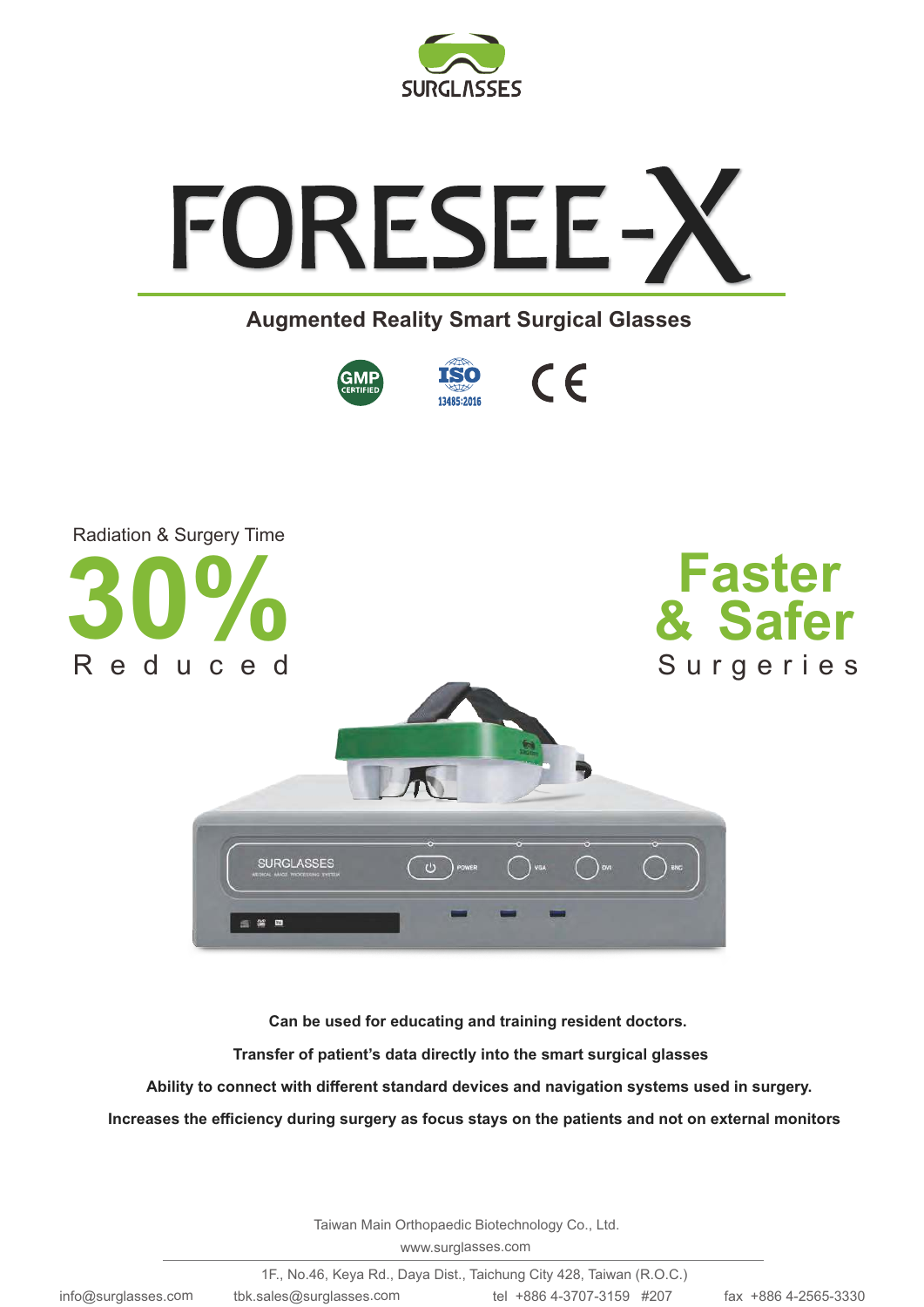SURGLASSES

# FORESEE-X

## Augmented Reality Smart Surgical Glasses

Radiation & Surgery Time

**30%**

Reduced

**Faster & Safer**

Surgeries

**Can be used for educating and training resident doctors.**

**Transfer of patient's data directly into the smart surgical glasses**

**Ability to connect with different standard devices and navigation systems used in surgery.**

**Increases the efficiency during surgery as focus stays on the patients and not on external monitors**

Taiwan Main Orthopaedic Biotechnology Co., Ltd.

www.surglasses.com

1F., No.46, Keya Rd., Daya Dist., Taichung City 428, Taiwan (R.O.C.)

info@surglasses.com tbk.sales@surglasses.com tel +886 4-3707-3159 #207 fax +886 4-2565-3330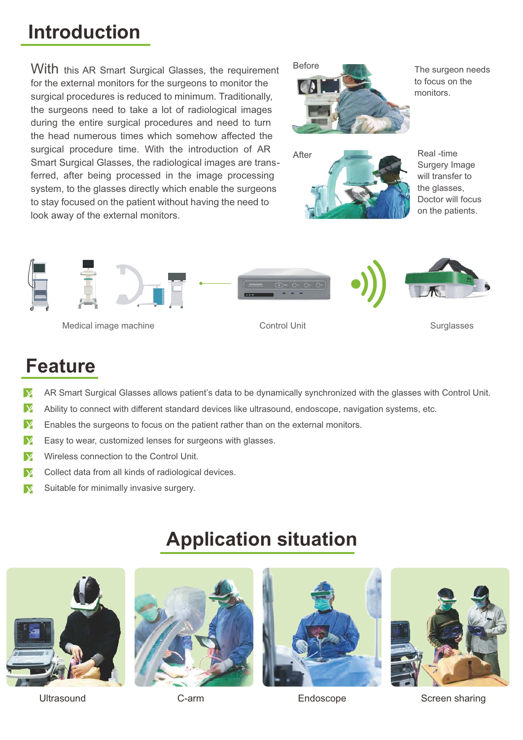# Introduction

With this AR Smart Surgical Glasses, the requirement for the external monitors for the surgeons to monitor the surgical procedures is reduced to minimum. Traditionally, the surgeons need to take a lot of radiological images during the entire surgical procedures and need to turn the head numerous times which somehow affected the surgical procedure time. With the introduction of AR Smart Surgical Glasses, the radiological images are transferred, after being processed in the image processing system, to the glasses directly which enable the surgeons to stay focused on the patient without having the need to look away of the external monitors.

Before

The surgeon needs to focus on the monitors.

After

Real -time Surgery Image will transfer to the glasses, Doctor will focus on the patients.

Medical image machine

Control Unit

Surglasses

# Feature

- AR Smart Surgical Glasses allows patient's data to be dynamically synchronized with the glasses with Control Unit.
- Ability to connect with different standard devices like ultrasound, endoscope, navigation systems, etc.
- Enables the surgeons to focus on the patient rather than on the external monitors.
- Easy to wear, customized lenses for surgeons with glasses.
- Wireless connection to the Control Unit.
- Collect data from all kinds of radiological devices.
- Suitable for minimally invasive surgery.

# Application situation

Ultrasound

C-arm

Endoscope

Screen sharing